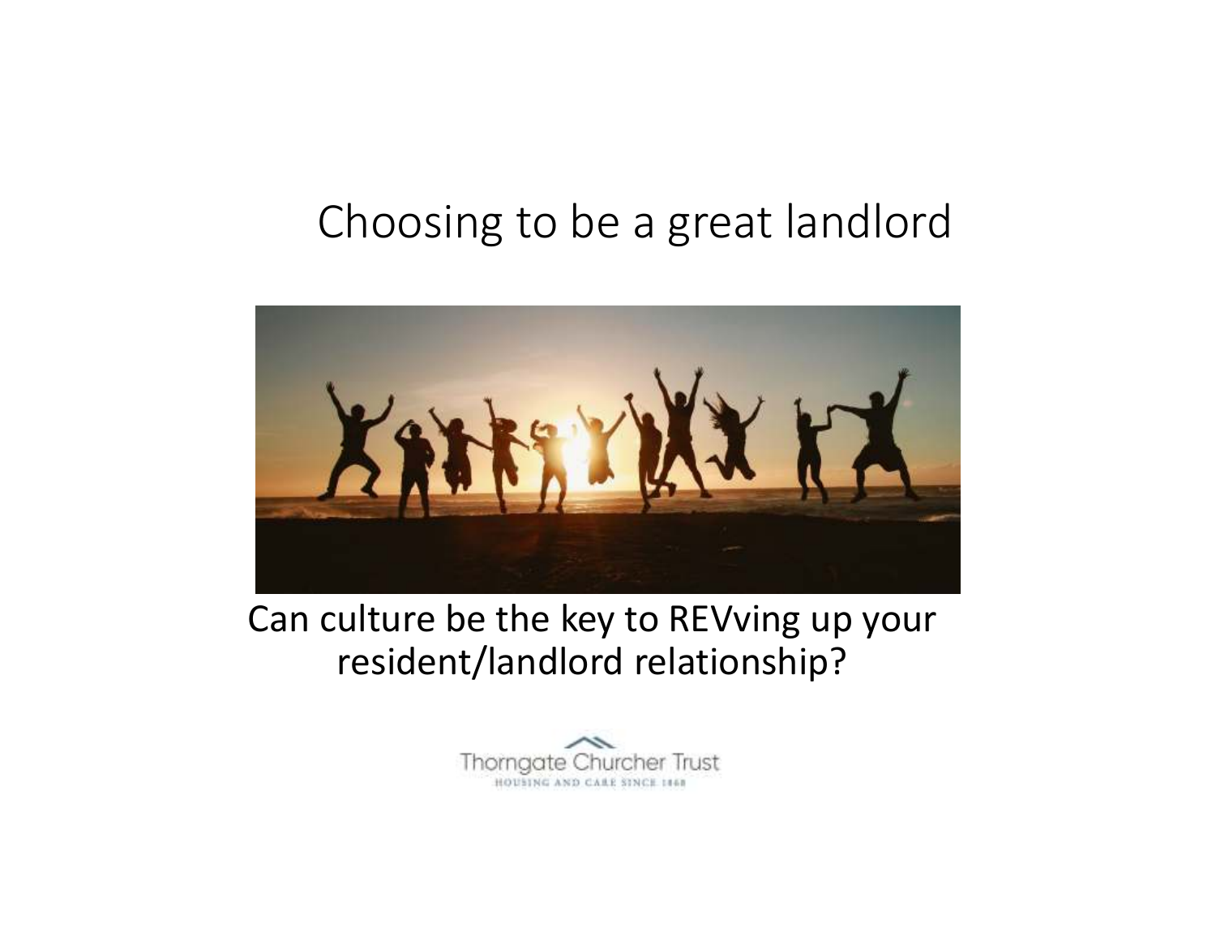# Choosing to be a great landlord

Can culture be the key to REVving up your resident/landlord relationship?

Thorngate Churcher Trust

HOUSING AND CARE SINCE 1868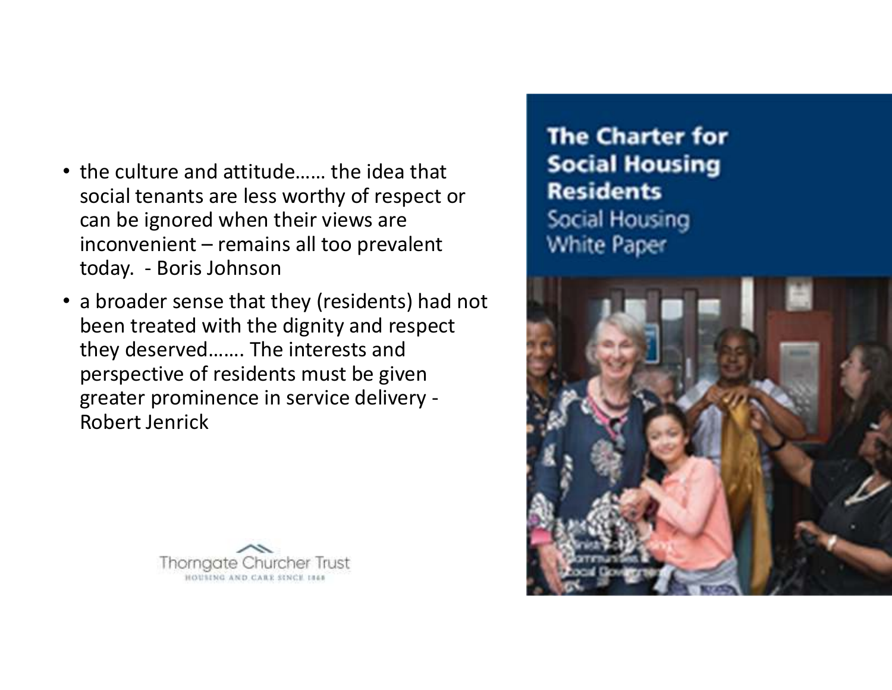- the culture and attitude…… the idea that social tenants are less worthy of respect or can be ignored when their views are inconvenient – remains all too prevalent today. - Boris Johnson
- a broader sense that they (residents) had not been treated with the dignity and respect they deserved……. The interests and perspective of residents must be given greater prominence in service delivery - Robert Jenrick

Thorngate Churcher Trust
HOUSING AND CARE SINCE 1868

**The Charter for Social Housing Residents**
Social Housing White Paper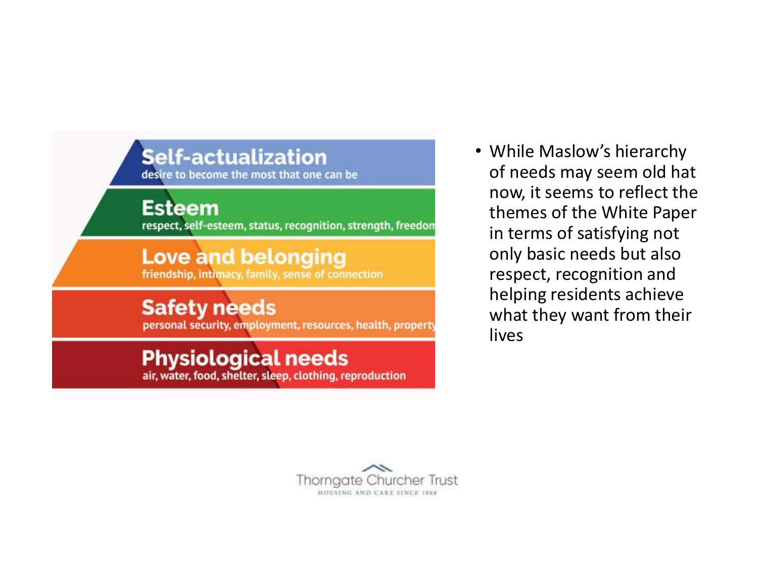Self-actualization
desire to become the most that one can be

Esteem
respect, self-esteem, status, recognition, strength, freedom

Love and belonging
friendship, intimacy, family, sense of connection

Safety needs
personal security, employment, resources, health, property

Physiological needs
air, water, food, shelter, sleep, clothing, reproduction

- While Maslow's hierarchy of needs may seem old hat now, it seems to reflect the themes of the White Paper in terms of satisfying not only basic needs but also respect, recognition and helping residents achieve what they want from their lives

Thorngate Churcher Trust
HOUSING AND CARE SINCE 1868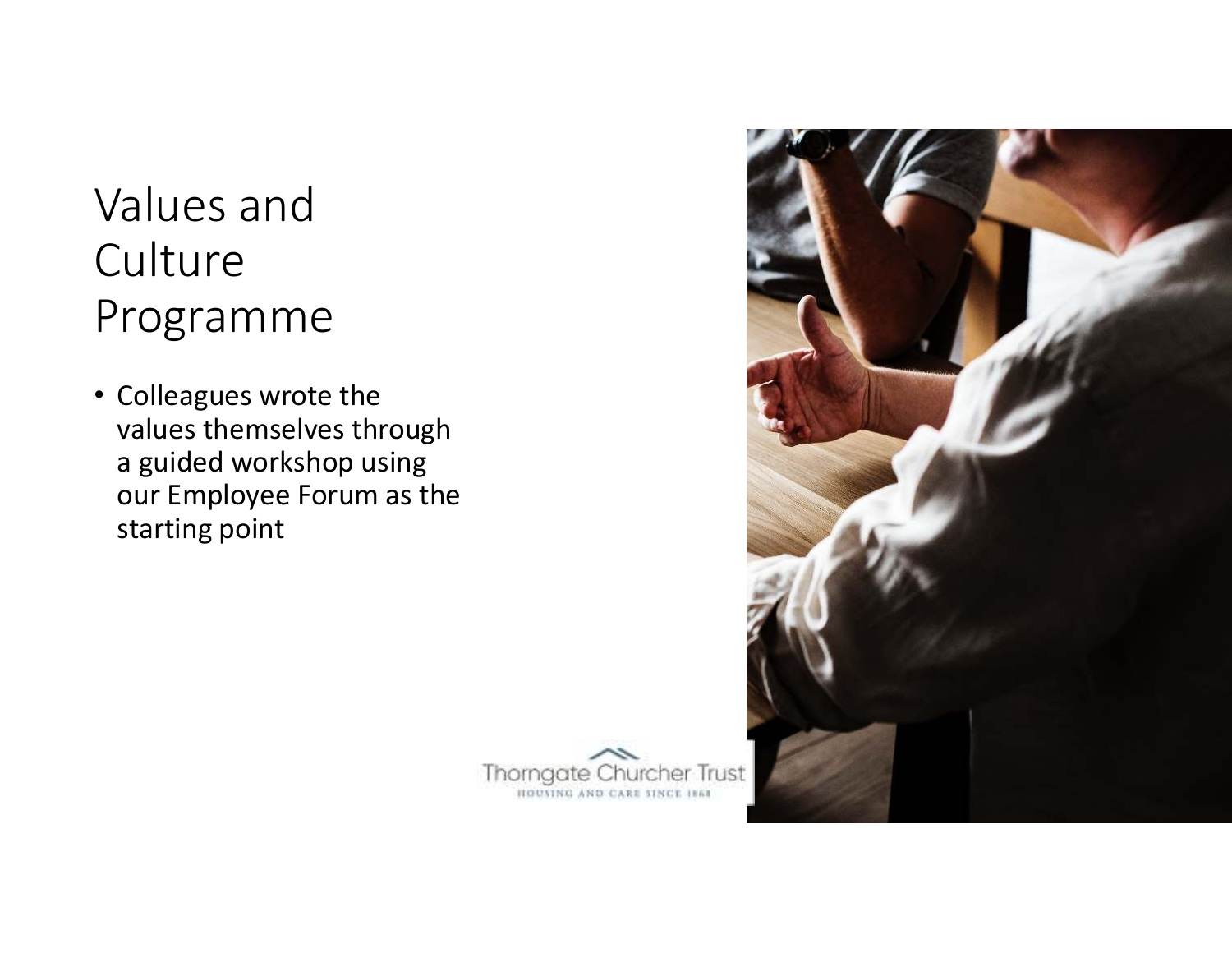# Values and Culture Programme

- Colleagues wrote the values themselves through a guided workshop using our Employee Forum as the starting point

Thorngate Churcher Trust
HOUSING AND CARE SINCE 1868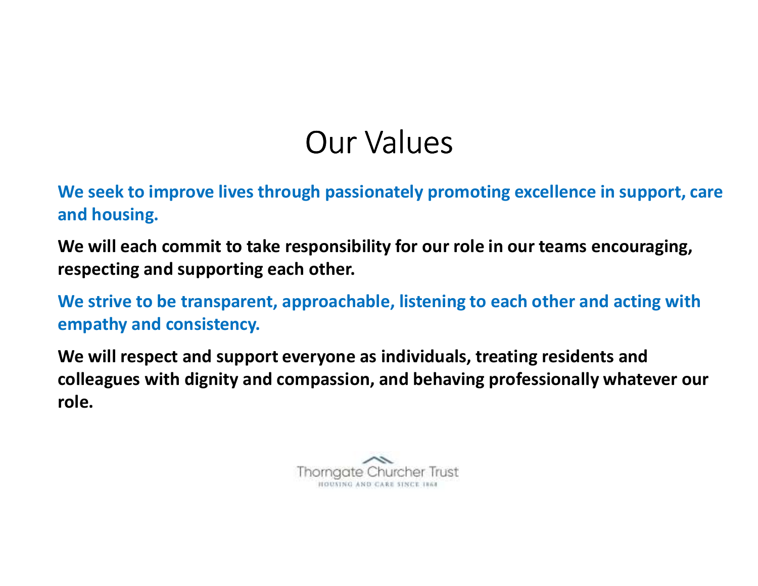# Our Values

**We seek to improve lives through passionately promoting excellence in support, care and housing.**

**We will each commit to take responsibility for our role in our teams encouraging, respecting and supporting each other.**

**We strive to be transparent, approachable, listening to each other and acting with empathy and consistency.**

**We will respect and support everyone as individuals, treating residents and colleagues with dignity and compassion, and behaving professionally whatever our role.**

Thorngate Churcher Trust
HOUSING AND CARE SINCE 1868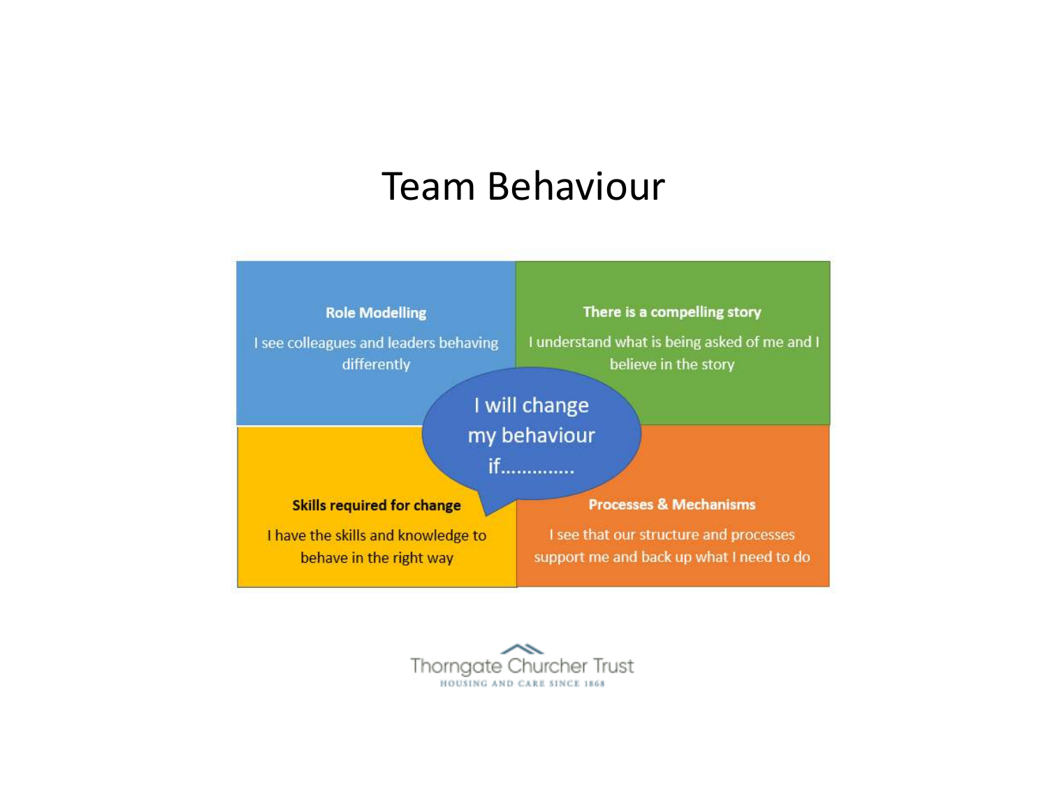# Team Behaviour

**Role Modelling**

I see colleagues and leaders behaving differently

**There is a compelling story**

I understand what is being asked of me and I believe in the story

I will change my behaviour if.............

**Skills required for change**

I have the skills and knowledge to behave in the right way

**Processes & Mechanisms**

I see that our structure and processes support me and back up what I need to do

Thorngate Churcher Trust
HOUSING AND CARE SINCE 1868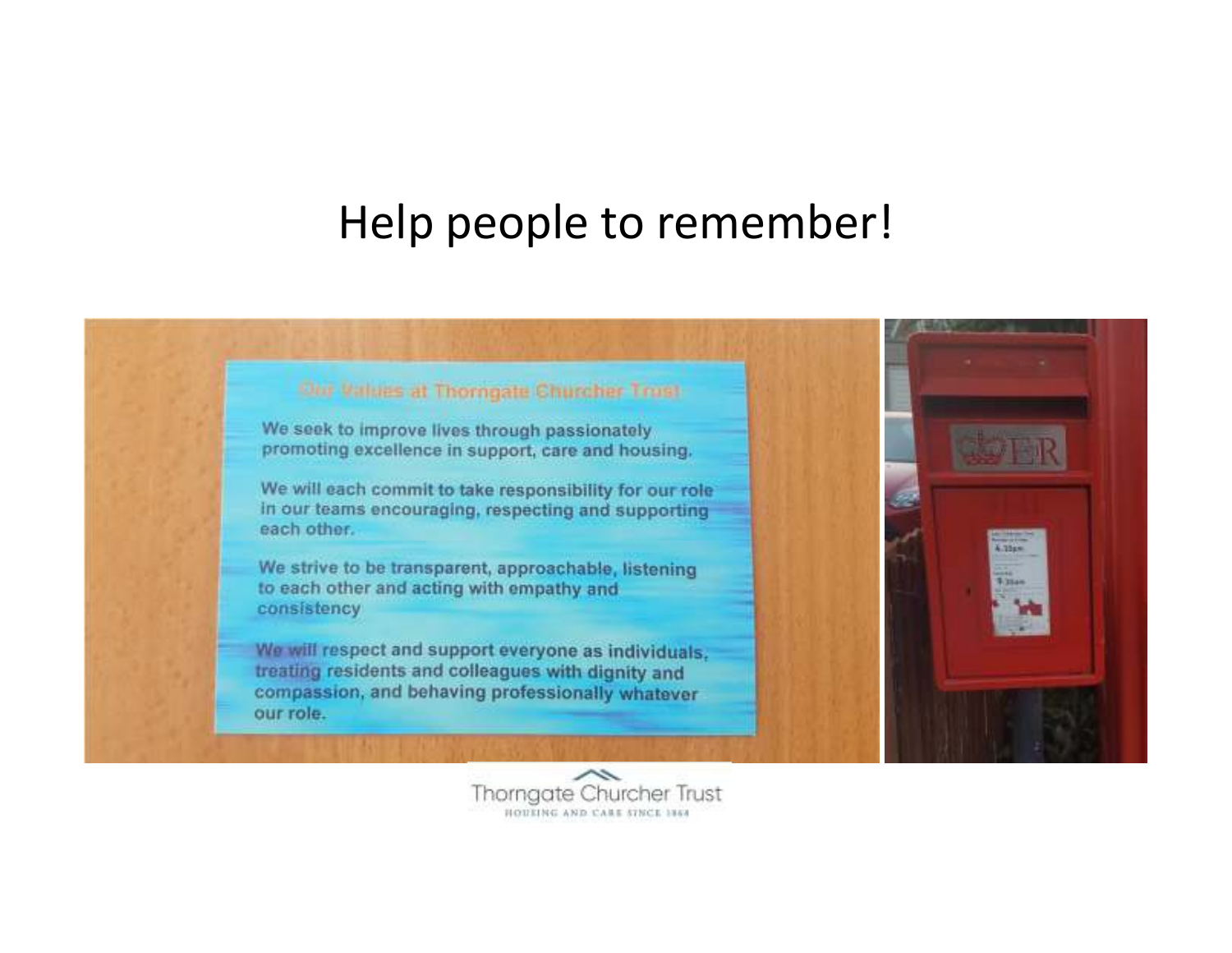# Help people to remember!

Our Values at Thorngate Churcher Trust

We seek to improve lives through passionately promoting excellence in support, care and housing.

We will each commit to take responsibility for our role in our teams encouraging, respecting and supporting each other.

We strive to be transparent, approachable, listening to each other and acting with empathy and consistency

We will respect and support everyone as individuals, treating residents and colleagues with dignity and compassion, and behaving professionally whatever our role.

Thorngate Churcher Trust

HOUSING AND CARE SINCE 1864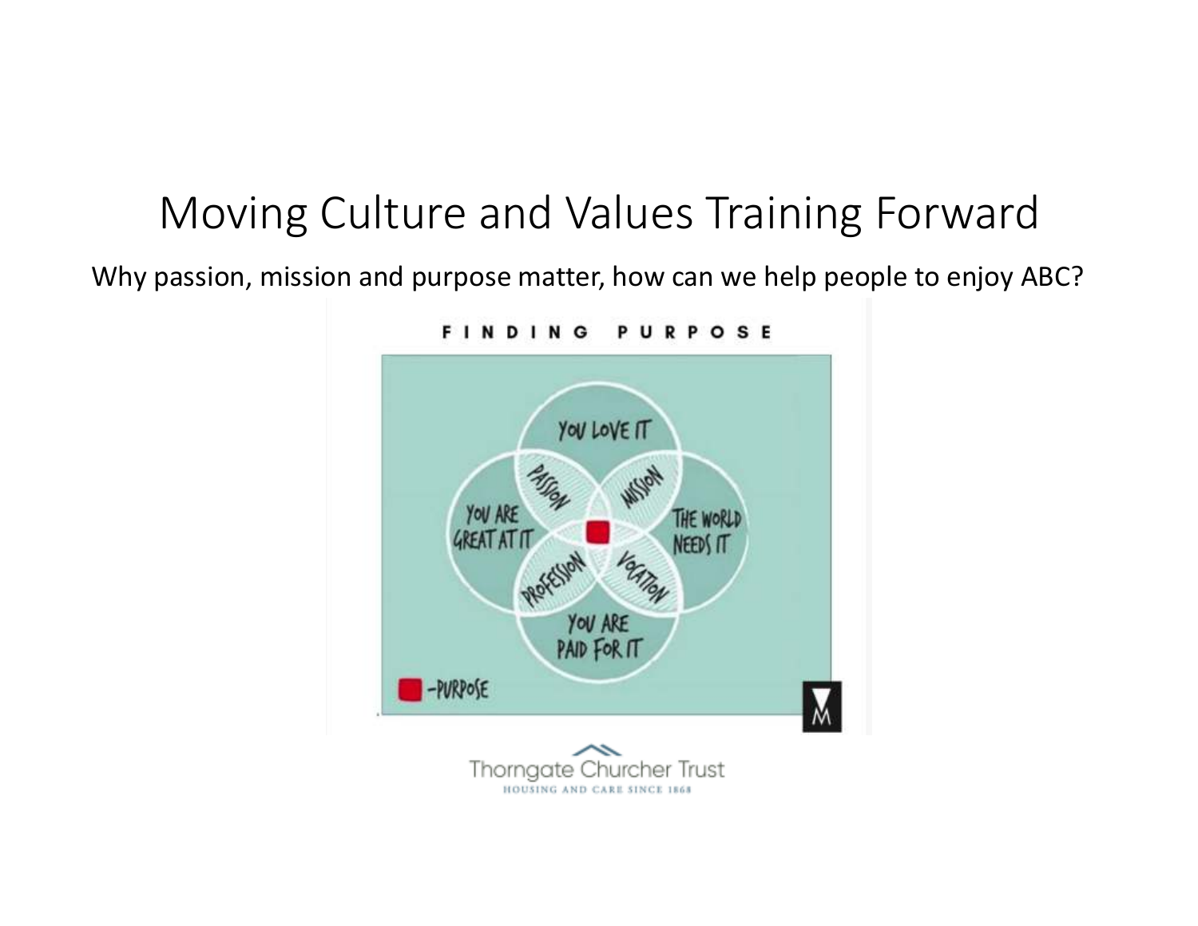# Moving Culture and Values Training Forward

Why passion, mission and purpose matter, how can we help people to enjoy ABC?

FINDING PURPOSE

YOU LOVE IT

PASSION

MISSION

YOU ARE GREAT AT IT

THE WORLD NEEDS IT

PROFESSION

VOCATION

YOU ARE PAID FOR IT

■ -PURPOSE

Thorngate Churcher Trust

HOUSING AND CARE SINCE 1868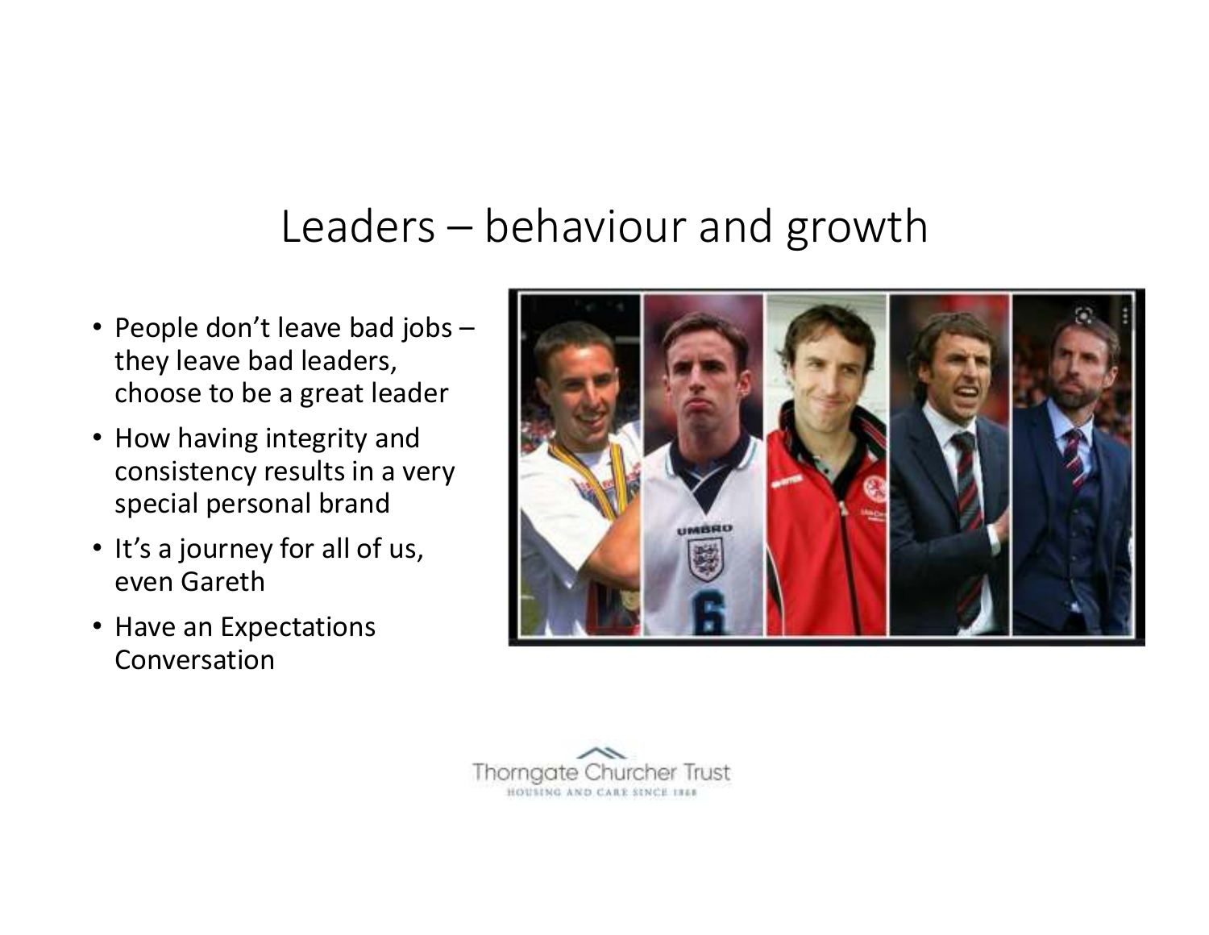# Leaders – behaviour and growth

- People don't leave bad jobs – they leave bad leaders, choose to be a great leader
- How having integrity and consistency results in a very special personal brand
- It's a journey for all of us, even Gareth
- Have an Expectations Conversation

Thorngate Churcher Trust
HOUSING AND CARE SINCE 1868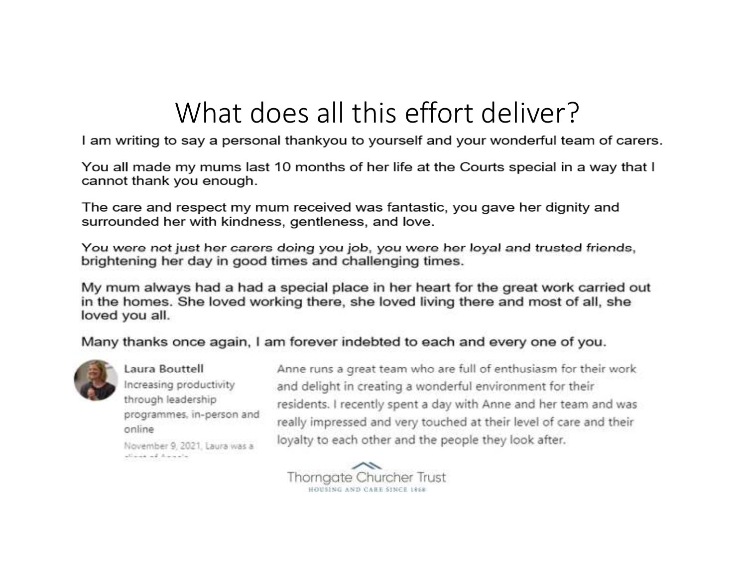# What does all this effort deliver?

I am writing to say a personal thankyou to yourself and your wonderful team of carers.

You all made my mums last 10 months of her life at the Courts special in a way that I cannot thank you enough.

The care and respect my mum received was fantastic, you gave her dignity and surrounded her with kindness, gentleness, and love.

*You were not just her carers doing you job, you were her loyal and trusted friends,* brightening her day in good times and challenging times.

My mum always had a had a special place in her heart for the great work carried out in the homes. She loved working there, she loved living there and most of all, she loved you all.

Many thanks once again, I am forever indebted to each and every one of you.

**Laura Bouttell**
Increasing productivity through leadership programmes, in-person and online
November 9, 2021, Laura was a client of Anne's

Anne runs a great team who are full of enthusiasm for their work and delight in creating a wonderful environment for their residents. I recently spent a day with Anne and her team and was really impressed and very touched at their level of care and their loyalty to each other and the people they look after.

Thorngate Churcher Trust
HOUSING AND CARE SINCE 1868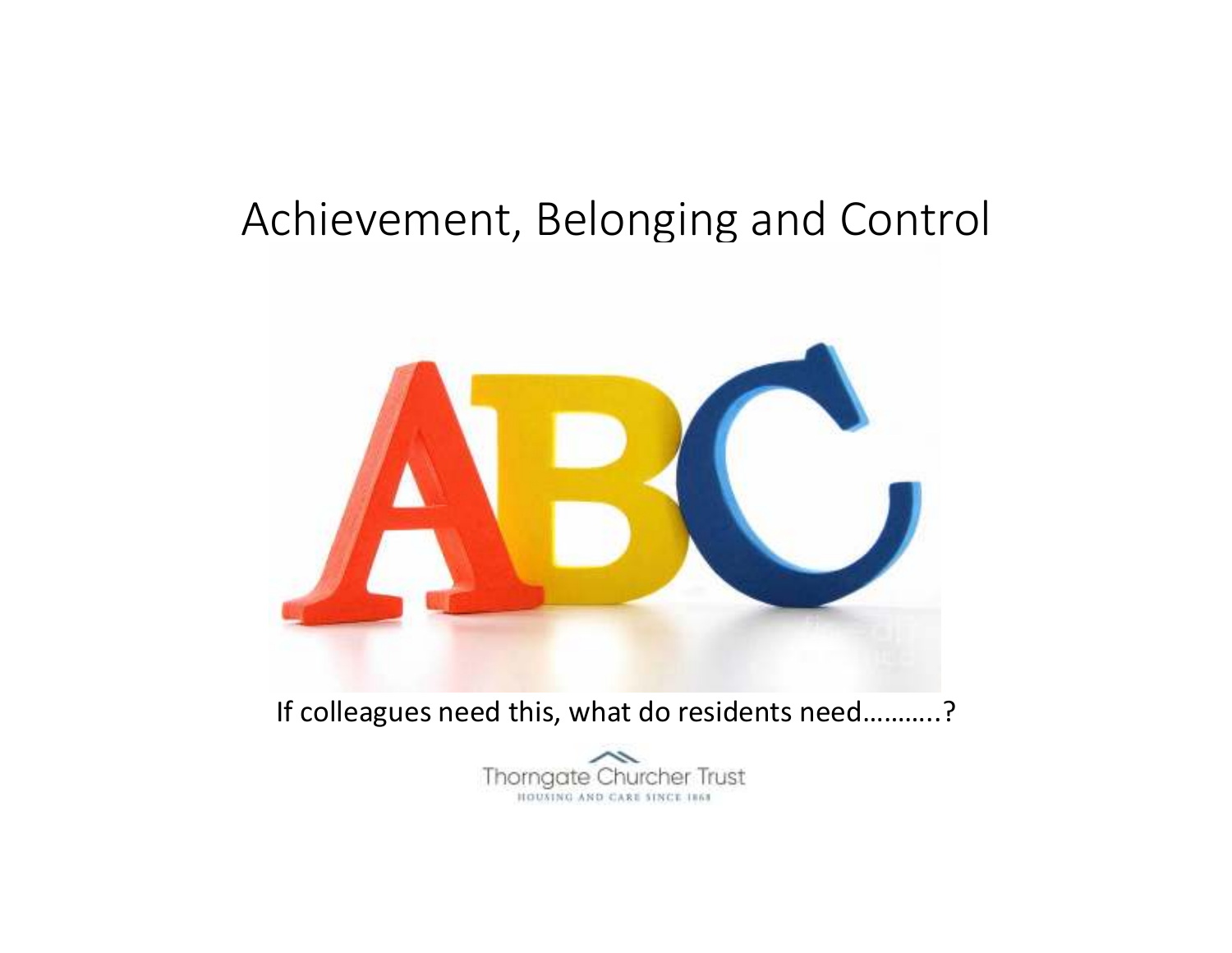# Achievement, Belonging and Control

If colleagues need this, what do residents need………..?

Thorngate Churcher Trust
HOUSING AND CARE SINCE 1868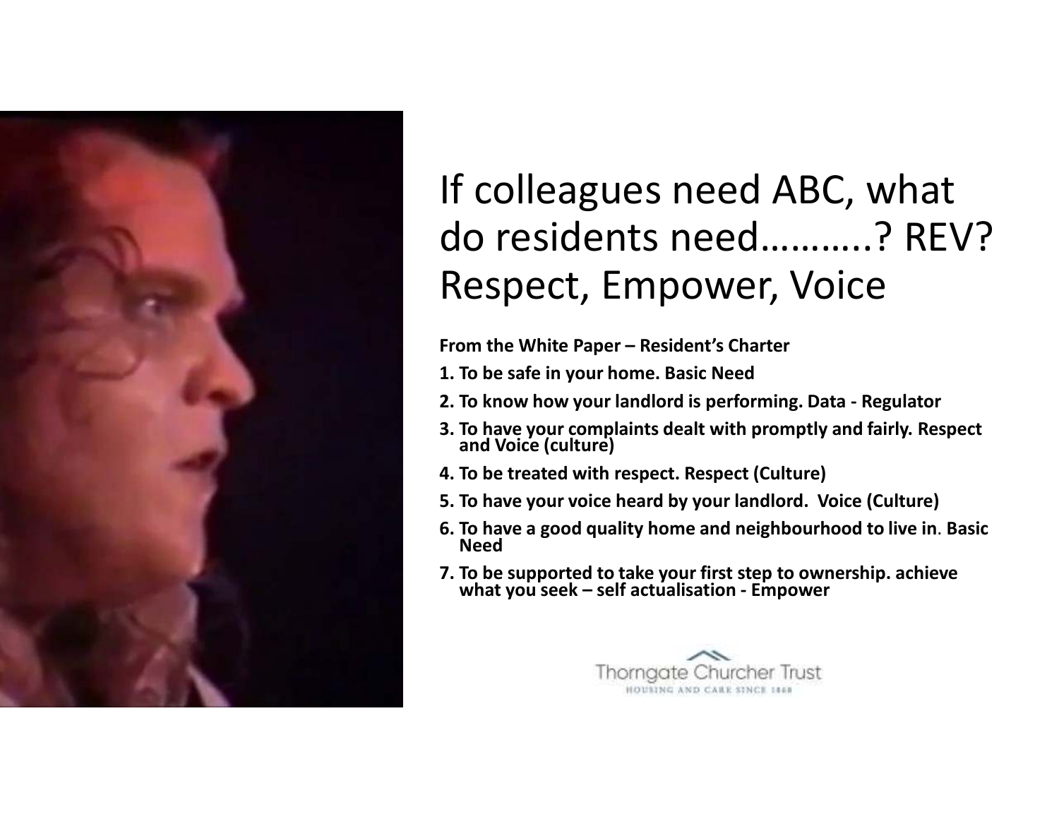# If colleagues need ABC, what do residents need………..? REV? Respect, Empower, Voice

**From the White Paper – Resident's Charter**

1. **To be safe in your home. Basic Need**
2. **To know how your landlord is performing. Data - Regulator**
3. **To have your complaints dealt with promptly and fairly. Respect and Voice (culture)**
4. **To be treated with respect. Respect (Culture)**
5. **To have your voice heard by your landlord. Voice (Culture)**
6. **To have a good quality home and neighbourhood to live in. Basic Need**
7. **To be supported to take your first step to ownership. achieve what you seek – self actualisation - Empower**

Thorngate Churcher Trust
HOUSING AND CARE SINCE 1868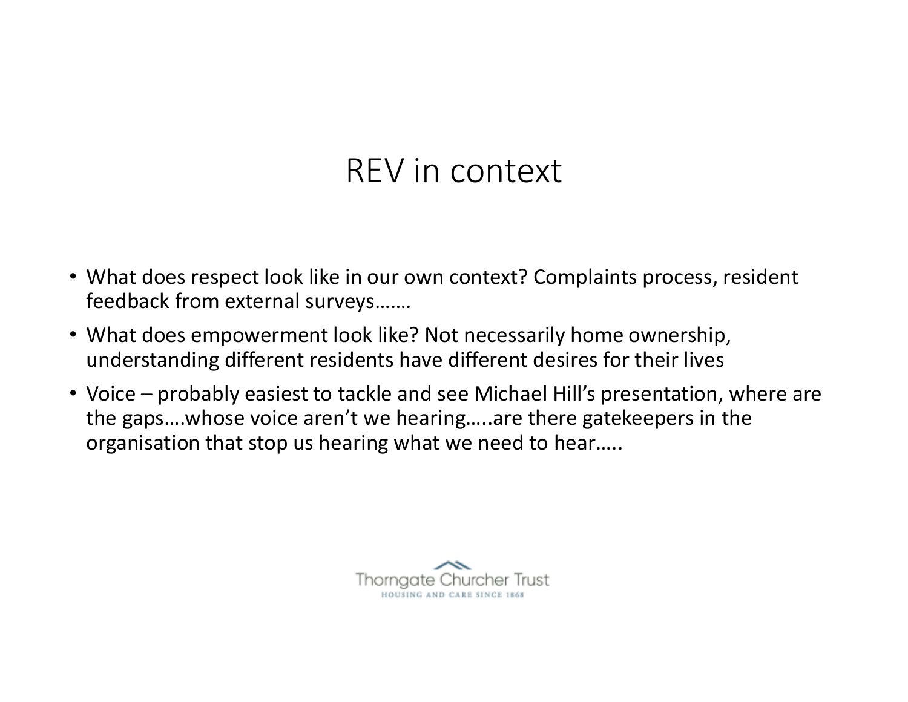# REV in context

- What does respect look like in our own context? Complaints process, resident feedback from external surveys…….
- What does empowerment look like? Not necessarily home ownership, understanding different residents have different desires for their lives
- Voice – probably easiest to tackle and see Michael Hill's presentation, where are the gaps….whose voice aren't we hearing…..are there gatekeepers in the organisation that stop us hearing what we need to hear…..

Thorngate Churcher Trust
HOUSING AND CARE SINCE 1868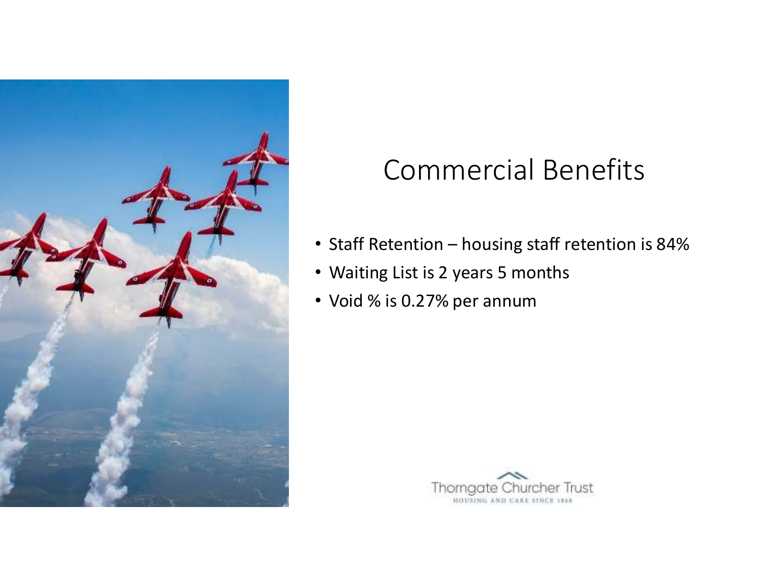# Commercial Benefits

- Staff Retention – housing staff retention is 84%
- Waiting List is 2 years 5 months
- Void % is 0.27% per annum

Thorngate Churcher Trust
HOUSING AND CARE SINCE 1868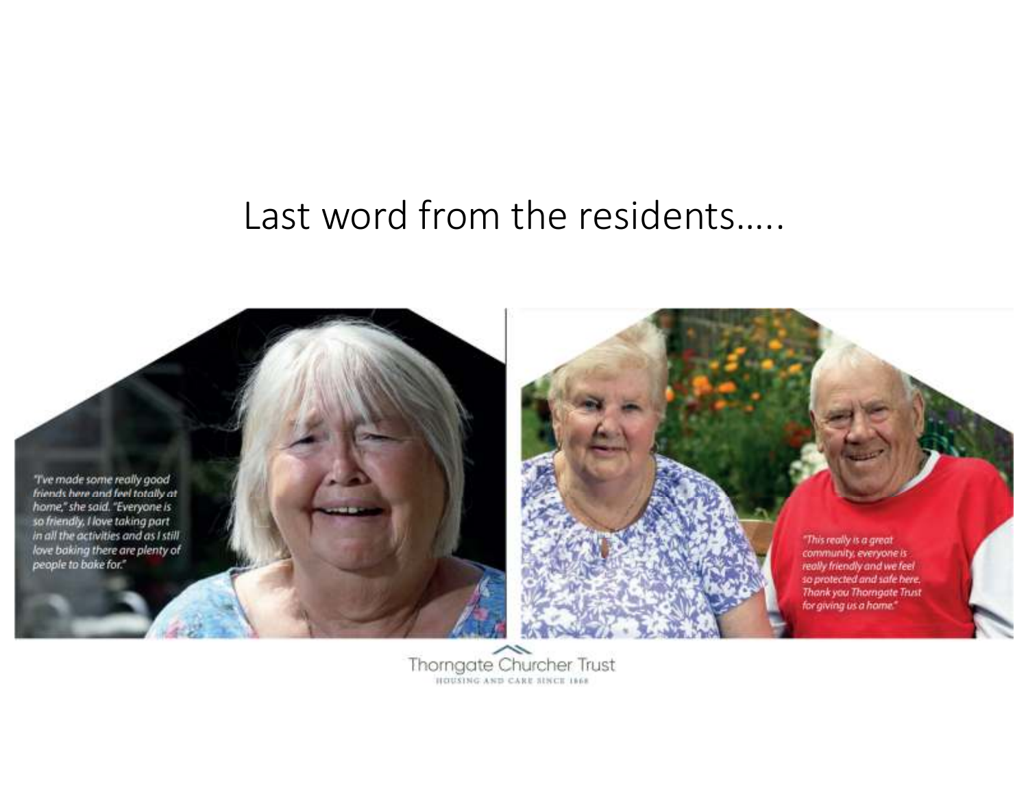# Last word from the residents.....

*"I've made some really good friends here and feel totally at home," she said. "Everyone is so friendly, I love taking part in all the activities and as I still love baking there are plenty of people to bake for."*

*"This really is a great community, everyone is really friendly and we feel so protected and safe here. Thank you Thorngate Trust for giving us a home."*

Thorngate Churcher Trust
HOUSING AND CARE SINCE 1868